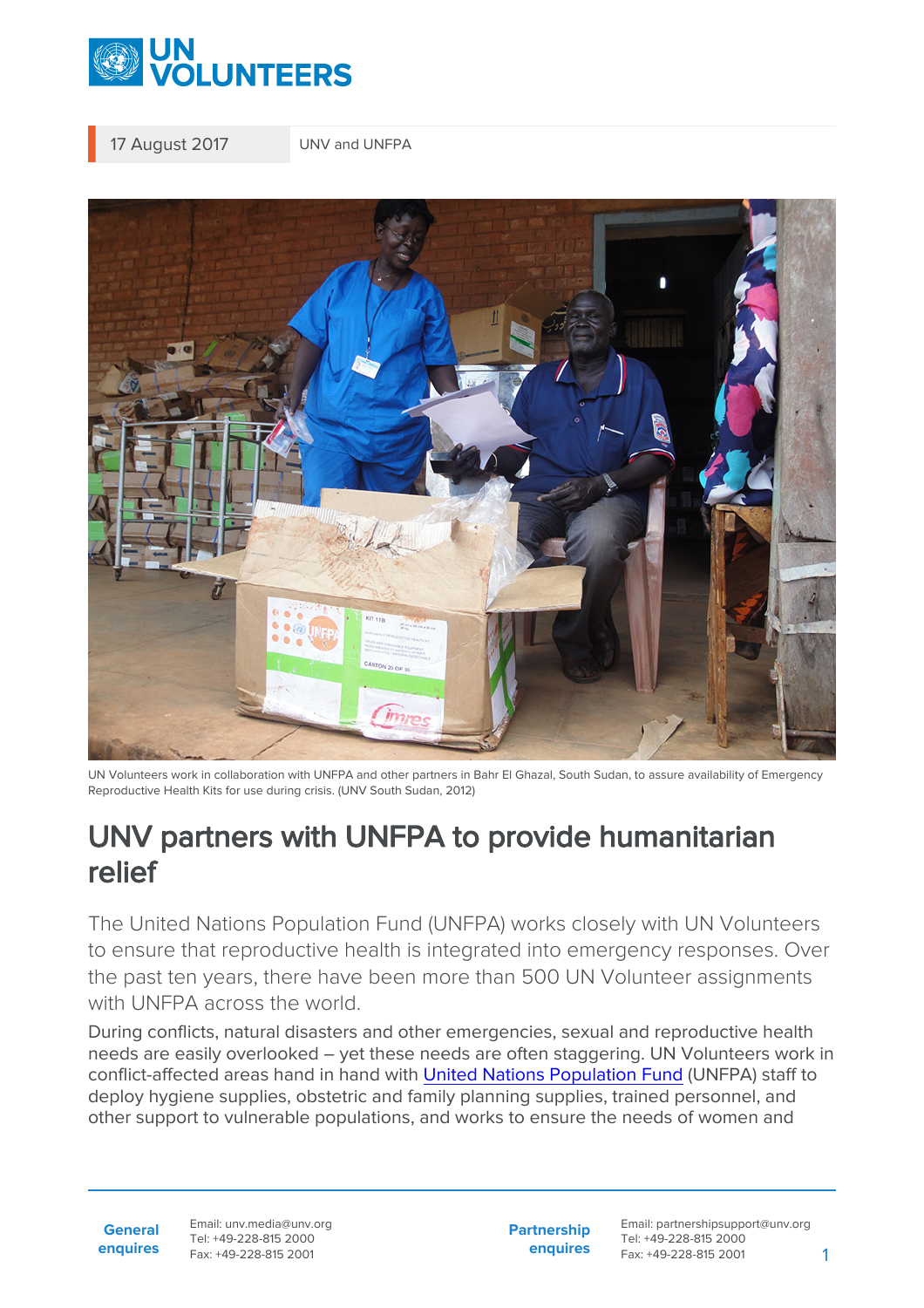17 August 2017 | UNV and UNFPA

UN Volunteers work in collaboration with UNFPA and other partners in Bahr El Ghazal, South Sudan, to assure availability of Emergency Reproductive Health Kits for use during crisis. (UNV South Sudan, 2012)

# UNV partners with UNFPA to provide humanitarian relief

The United Nations Population Fund (UNFPA) works closely with UN Volunteers to ensure that reproductive health is integrated into emergency responses. Over the past ten years, there have been more than 500 UN Volunteer assignments with UNFPA across the world.

During conflicts, natural disasters and other emergencies, sexual and reproductive health needs are easily overlooked – yet these needs are often staggering. UN Volunteers work in conflict-affected areas hand in hand with United Nations Population Fund (UNFPA) staff to deploy hygiene supplies, obstetric and family planning supplies, trained personnel, and other support to vulnerable populations, and works to ensure the needs of women and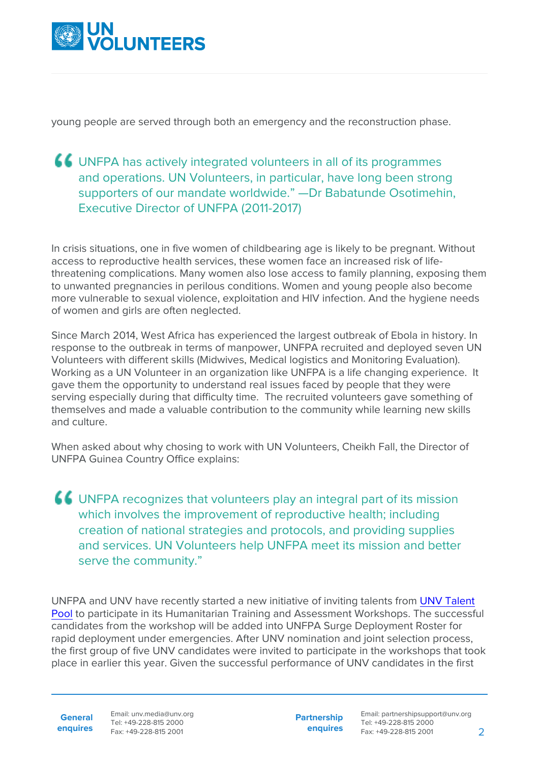young people are served through both an emergency and the reconstruction phase.

> UNFPA has actively integrated volunteers in all of its programmes and operations. UN Volunteers, in particular, have long been strong supporters of our mandate worldwide." —Dr Babatunde Osotimehin, Executive Director of UNFPA (2011-2017)

In crisis situations, one in five women of childbearing age is likely to be pregnant. Without access to reproductive health services, these women face an increased risk of life-threatening complications. Many women also lose access to family planning, exposing them to unwanted pregnancies in perilous conditions. Women and young people also become more vulnerable to sexual violence, exploitation and HIV infection. And the hygiene needs of women and girls are often neglected.

Since March 2014, West Africa has experienced the largest outbreak of Ebola in history. In response to the outbreak in terms of manpower, UNFPA recruited and deployed seven UN Volunteers with different skills (Midwives, Medical logistics and Monitoring Evaluation). Working as a UN Volunteer in an organization like UNFPA is a life changing experience. It gave them the opportunity to understand real issues faced by people that they were serving especially during that difficulty time. The recruited volunteers gave something of themselves and made a valuable contribution to the community while learning new skills and culture.

When asked about why chosing to work with UN Volunteers, Cheikh Fall, the Director of UNFPA Guinea Country Office explains:

> UNFPA recognizes that volunteers play an integral part of its mission which involves the improvement of reproductive health; including creation of national strategies and protocols, and providing supplies and services. UN Volunteers help UNFPA meet its mission and better serve the community."

UNFPA and UNV have recently started a new initiative of inviting talents from [UNV Talent Pool]() to participate in its Humanitarian Training and Assessment Workshops. The successful candidates from the workshop will be added into UNFPA Surge Deployment Roster for rapid deployment under emergencies. After UNV nomination and joint selection process, the first group of five UNV candidates were invited to participate in the workshops that took place in earlier this year. Given the successful performance of UNV candidates in the first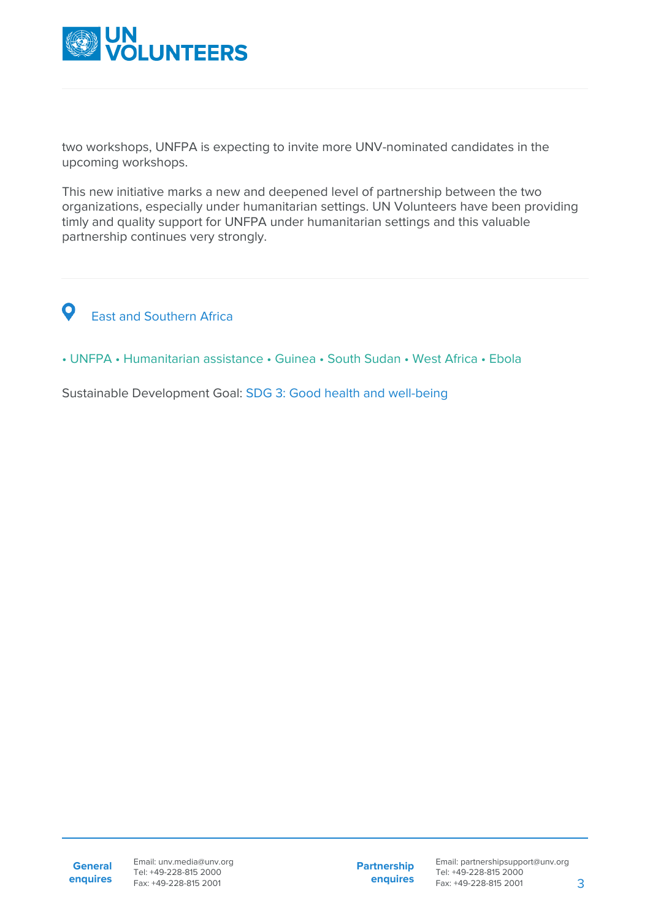two workshops, UNFPA is expecting to invite more UNV-nominated candidates in the upcoming workshops.

This new initiative marks a new and deepened level of partnership between the two organizations, especially under humanitarian settings. UN Volunteers have been providing timly and quality support for UNFPA under humanitarian settings and this valuable partnership continues very strongly.

East and Southern Africa

• UNFPA • Humanitarian assistance • Guinea • South Sudan • West Africa • Ebola

Sustainable Development Goal: SDG 3: Good health and well-being